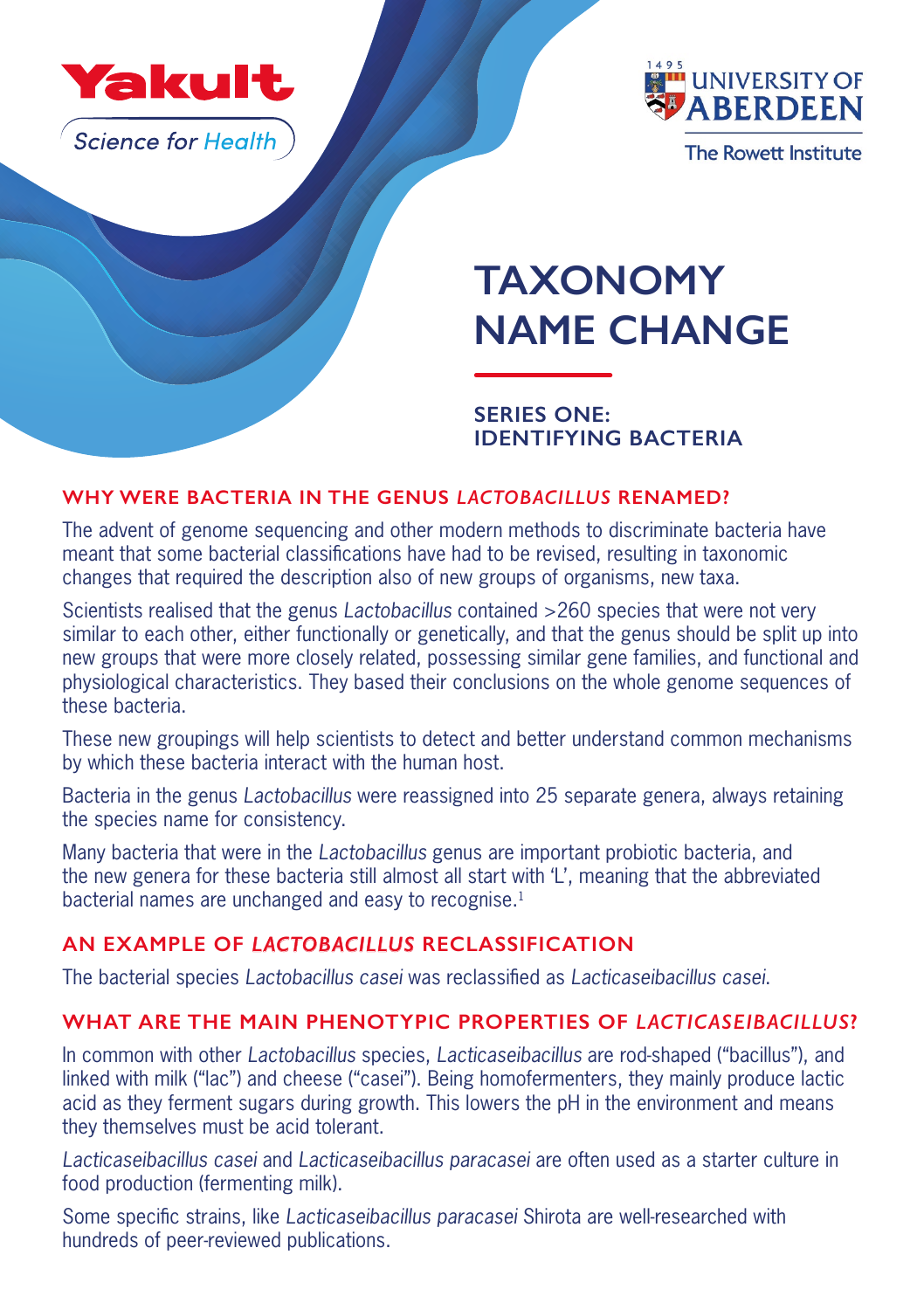Yakult

Science for Health

UNIVERSITY OF ABERDEEN

The Rowett Institute

# TAXONOMY NAME CHANGE

## SERIES ONE: IDENTIFYING BACTERIA

### WHY WERE BACTERIA IN THE GENUS *LACTOBACILLUS* RENAMED?

The advent of genome sequencing and other modern methods to discriminate bacteria have meant that some bacterial classifications have had to be revised, resulting in taxonomic changes that required the description also of new groups of organisms, new taxa.

Scientists realised that the genus *Lactobacillus* contained >260 species that were not very similar to each other, either functionally or genetically, and that the genus should be split up into new groups that were more closely related, possessing similar gene families, and functional and physiological characteristics. They based their conclusions on the whole genome sequences of these bacteria.

These new groupings will help scientists to detect and better understand common mechanisms by which these bacteria interact with the human host.

Bacteria in the genus *Lactobacillus* were reassigned into 25 separate genera, always retaining the species name for consistency.

Many bacteria that were in the *Lactobacillus* genus are important probiotic bacteria, and the new genera for these bacteria still almost all start with 'L', meaning that the abbreviated bacterial names are unchanged and easy to recognise.[1]

### AN EXAMPLE OF *LACTOBACILLUS* RECLASSIFICATION

The bacterial species *Lactobacillus casei* was reclassified as *Lacticaseibacillus casei*.

### WHAT ARE THE MAIN PHENOTYPIC PROPERTIES OF *LACTICASEIBACILLUS*?

In common with other *Lactobacillus* species, *Lacticaseibacillus* are rod-shaped ("bacillus"), and linked with milk ("lac") and cheese ("casei"). Being homofermenters, they mainly produce lactic acid as they ferment sugars during growth. This lowers the pH in the environment and means they themselves must be acid tolerant.

*Lacticaseibacillus casei* and *Lacticaseibacillus paracasei* are often used as a starter culture in food production (fermenting milk).

Some specific strains, like *Lacticaseibacillus paracasei* Shirota are well-researched with hundreds of peer-reviewed publications.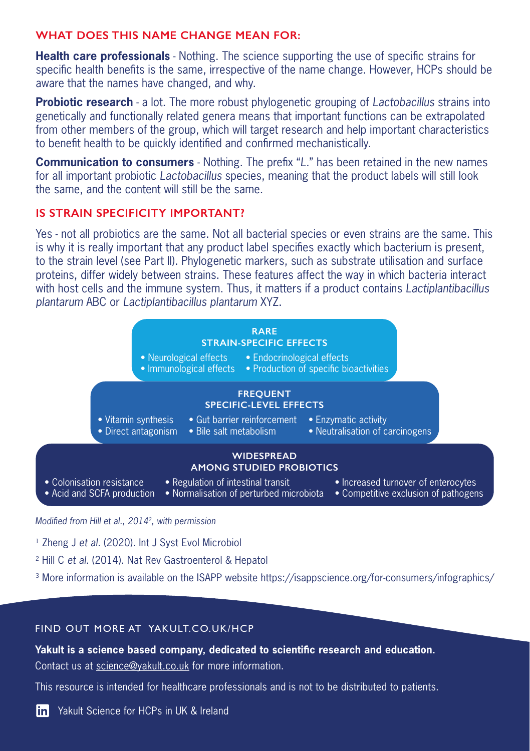## WHAT DOES THIS NAME CHANGE MEAN FOR:

**Health care professionals** - Nothing. The science supporting the use of specific strains for specific health benefits is the same, irrespective of the name change. However, HCPs should be aware that the names have changed, and why.

**Probiotic research** - a lot. The more robust phylogenetic grouping of *Lactobacillus* strains into genetically and functionally related genera means that important functions can be extrapolated from other members of the group, which will target research and help important characteristics to benefit health to be quickly identified and confirmed mechanistically.

**Communication to consumers** - Nothing. The prefix "*L.*" has been retained in the new names for all important probiotic *Lactobacillus* species, meaning that the product labels will still look the same, and the content will still be the same.

## IS STRAIN SPECIFICITY IMPORTANT?

Yes - not all probiotics are the same. Not all bacterial species or even strains are the same. This is why it is really important that any product label specifies exactly which bacterium is present, to the strain level (see Part II). Phylogenetic markers, such as substrate utilisation and surface proteins, differ widely between strains. These features affect the way in which bacteria interact with host cells and the immune system. Thus, it matters if a product contains *Lactiplantibacillus plantarum* ABC or *Lactiplantibacillus plantarum* XYZ.

**RARE**
**STRAIN-SPECIFIC EFFECTS**

- Neurological effects
- Endocrinological effects
- Immunological effects
- Production of specific bioactivities

**FREQUENT**
**SPECIFIC-LEVEL EFFECTS**

- Vitamin synthesis
- Gut barrier reinforcement
- Enzymatic activity
- Direct antagonism
- Bile salt metabolism
- Neutralisation of carcinogens

**WIDESPREAD**
**AMONG STUDIED PROBIOTICS**

- Colonisation resistance
- Regulation of intestinal transit
- Increased turnover of enterocytes
- Acid and SCFA production
- Normalisation of perturbed microbiota
- Competitive exclusion of pathogens

*Modified from Hill et al., 2014[2], with permission*

[1] Zheng J *et al.* (2020). Int J Syst Evol Microbiol

[2] Hill C *et al.* (2014). Nat Rev Gastroenterol & Hepatol

[3] More information is available on the ISAPP website https://isappscience.org/for-consumers/infographics/

FIND OUT MORE AT YAKULT.CO.UK/HCP

**Yakult is a science based company, dedicated to scientific research and education.**
Contact us at science@yakult.co.uk for more information.

This resource is intended for healthcare professionals and is not to be distributed to patients.

Yakult Science for HCPs in UK & Ireland